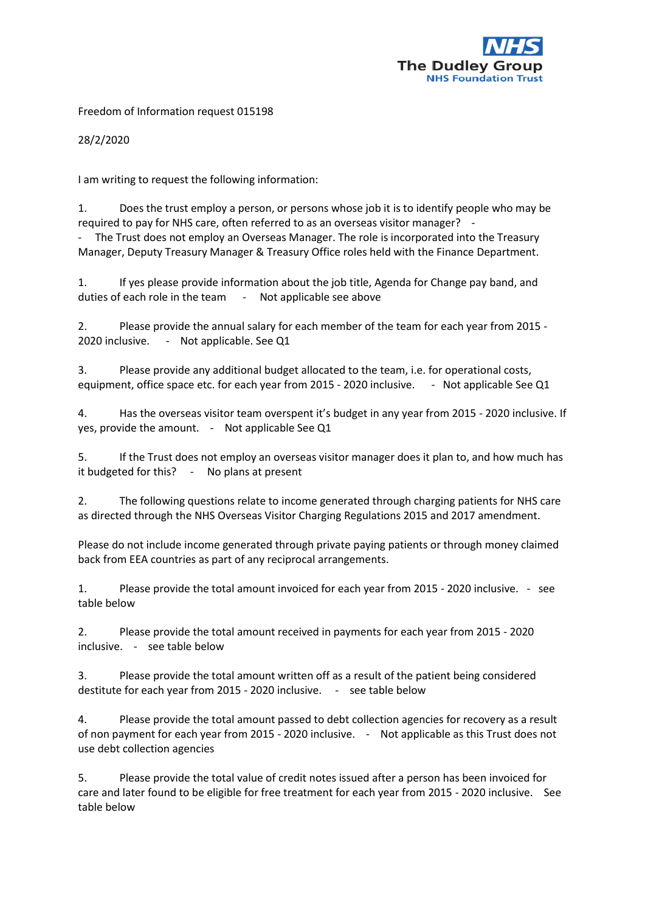The Dudley Group
NHS Foundation Trust

Freedom of Information request 015198

28/2/2020

I am writing to request the following information:

1. Does the trust employ a person, or persons whose job it is to identify people who may be required to pay for NHS care, often referred to as an overseas visitor manager? -
- The Trust does not employ an Overseas Manager. The role is incorporated into the Treasury Manager, Deputy Treasury Manager & Treasury Office roles held with the Finance Department.

1. If yes please provide information about the job title, Agenda for Change pay band, and duties of each role in the team - Not applicable see above

2. Please provide the annual salary for each member of the team for each year from 2015 - 2020 inclusive. - Not applicable. See Q1

3. Please provide any additional budget allocated to the team, i.e. for operational costs, equipment, office space etc. for each year from 2015 - 2020 inclusive. - Not applicable See Q1

4. Has the overseas visitor team overspent it's budget in any year from 2015 - 2020 inclusive. If yes, provide the amount. - Not applicable See Q1

5. If the Trust does not employ an overseas visitor manager does it plan to, and how much has it budgeted for this? - No plans at present

2. The following questions relate to income generated through charging patients for NHS care as directed through the NHS Overseas Visitor Charging Regulations 2015 and 2017 amendment.

Please do not include income generated through private paying patients or through money claimed back from EEA countries as part of any reciprocal arrangements.

1. Please provide the total amount invoiced for each year from 2015 - 2020 inclusive. - see table below

2. Please provide the total amount received in payments for each year from 2015 - 2020 inclusive. - see table below

3. Please provide the total amount written off as a result of the patient being considered destitute for each year from 2015 - 2020 inclusive. - see table below

4. Please provide the total amount passed to debt collection agencies for recovery as a result of non payment for each year from 2015 - 2020 inclusive. - Not applicable as this Trust does not use debt collection agencies

5. Please provide the total value of credit notes issued after a person has been invoiced for care and later found to be eligible for free treatment for each year from 2015 - 2020 inclusive. See table below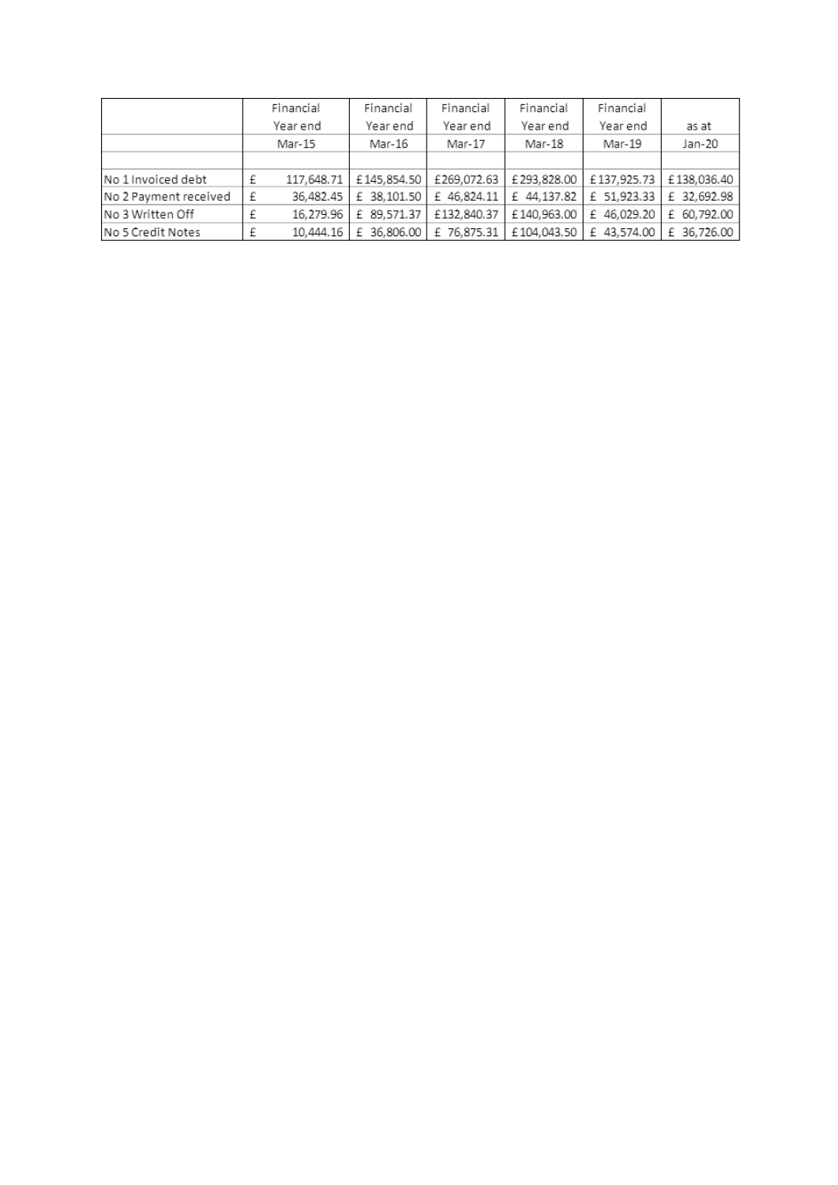| | Financial Year end | Financial Year end | Financial Year end | Financial Year end | Financial Year end | as at |
|---|---|---|---|---|---|---|
| | Mar-15 | Mar-16 | Mar-17 | Mar-18 | Mar-19 | Jan-20 |
| | | | | | | |
| No 1 Invoiced debt | £ 117,648.71 | £145,854.50 | £269,072.63 | £293,828.00 | £137,925.73 | £138,036.40 |
| No 2 Payment received | £ 36,482.45 | £ 38,101.50 | £ 46,824.11 | £ 44,137.82 | £ 51,923.33 | £ 32,692.98 |
| No 3 Written Off | £ 16,279.96 | £ 89,571.37 | £132,840.37 | £140,963.00 | £ 46,029.20 | £ 60,792.00 |
| No 5 Credit Notes | £ 10,444.16 | £ 36,806.00 | £ 76,875.31 | £104,043.50 | £ 43,574.00 | £ 36,726.00 |